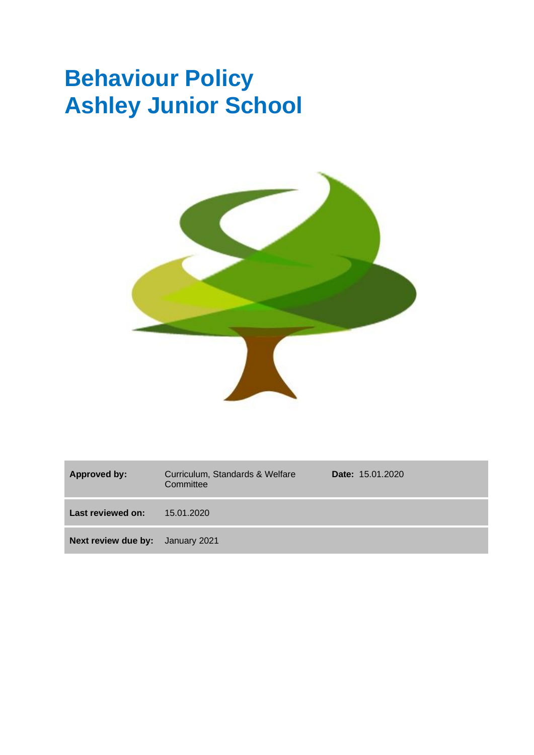# Behaviour Policy
# Ashley Junior School

| | | |
|---|---|---|
| **Approved by:** | Curriculum, Standards & Welfare Committee | **Date:** 15.01.2020 |
| **Last reviewed on:** | 15.01.2020 | |
| **Next review due by:** | January 2021 | |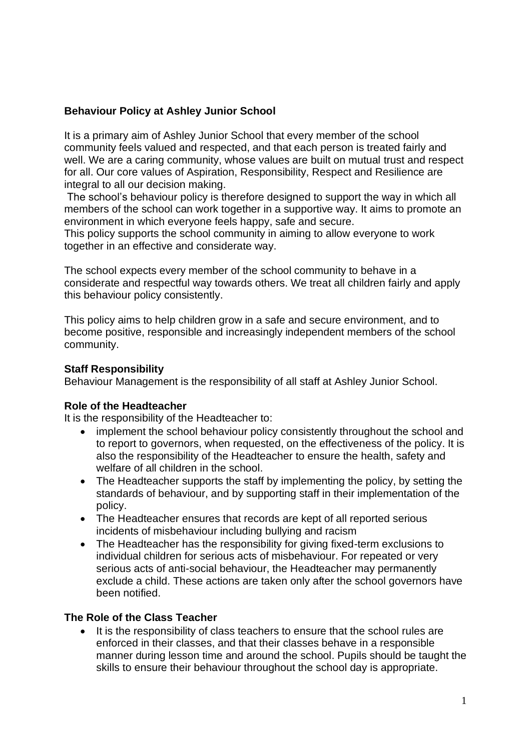**Behaviour Policy at Ashley Junior School**

It is a primary aim of Ashley Junior School that every member of the school community feels valued and respected, and that each person is treated fairly and well. We are a caring community, whose values are built on mutual trust and respect for all. Our core values of Aspiration, Responsibility, Respect and Resilience are integral to all our decision making.

The school's behaviour policy is therefore designed to support the way in which all members of the school can work together in a supportive way. It aims to promote an environment in which everyone feels happy, safe and secure.

This policy supports the school community in aiming to allow everyone to work together in an effective and considerate way.

The school expects every member of the school community to behave in a considerate and respectful way towards others. We treat all children fairly and apply this behaviour policy consistently.

This policy aims to help children grow in a safe and secure environment, and to become positive, responsible and increasingly independent members of the school community.

**Staff Responsibility**

Behaviour Management is the responsibility of all staff at Ashley Junior School.

**Role of the Headteacher**

It is the responsibility of the Headteacher to:

- implement the school behaviour policy consistently throughout the school and to report to governors, when requested, on the effectiveness of the policy. It is also the responsibility of the Headteacher to ensure the health, safety and welfare of all children in the school.
- The Headteacher supports the staff by implementing the policy, by setting the standards of behaviour, and by supporting staff in their implementation of the policy.
- The Headteacher ensures that records are kept of all reported serious incidents of misbehaviour including bullying and racism
- The Headteacher has the responsibility for giving fixed-term exclusions to individual children for serious acts of misbehaviour. For repeated or very serious acts of anti-social behaviour, the Headteacher may permanently exclude a child. These actions are taken only after the school governors have been notified.

**The Role of the Class Teacher**

- It is the responsibility of class teachers to ensure that the school rules are enforced in their classes, and that their classes behave in a responsible manner during lesson time and around the school. Pupils should be taught the skills to ensure their behaviour throughout the school day is appropriate.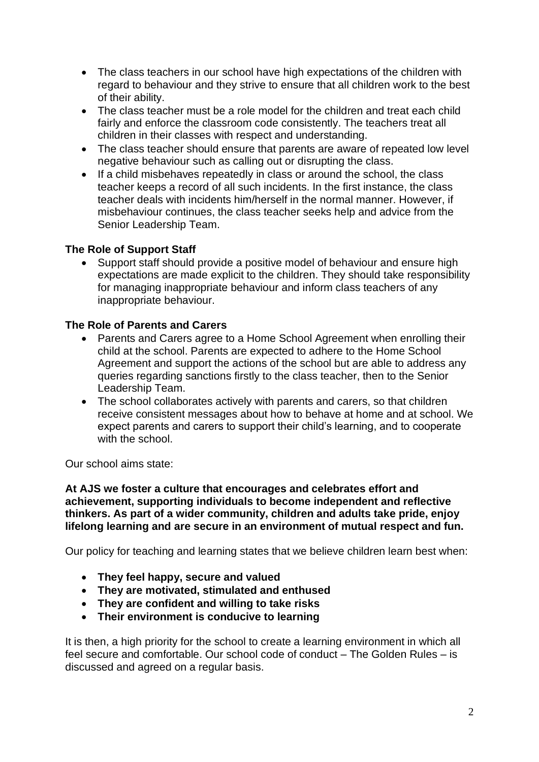- The class teachers in our school have high expectations of the children with regard to behaviour and they strive to ensure that all children work to the best of their ability.
- The class teacher must be a role model for the children and treat each child fairly and enforce the classroom code consistently. The teachers treat all children in their classes with respect and understanding.
- The class teacher should ensure that parents are aware of repeated low level negative behaviour such as calling out or disrupting the class.
- If a child misbehaves repeatedly in class or around the school, the class teacher keeps a record of all such incidents. In the first instance, the class teacher deals with incidents him/herself in the normal manner. However, if misbehaviour continues, the class teacher seeks help and advice from the Senior Leadership Team.

**The Role of Support Staff**

- Support staff should provide a positive model of behaviour and ensure high expectations are made explicit to the children. They should take responsibility for managing inappropriate behaviour and inform class teachers of any inappropriate behaviour.

**The Role of Parents and Carers**

- Parents and Carers agree to a Home School Agreement when enrolling their child at the school. Parents are expected to adhere to the Home School Agreement and support the actions of the school but are able to address any queries regarding sanctions firstly to the class teacher, then to the Senior Leadership Team.
- The school collaborates actively with parents and carers, so that children receive consistent messages about how to behave at home and at school. We expect parents and carers to support their child's learning, and to cooperate with the school.

Our school aims state:

**At AJS we foster a culture that encourages and celebrates effort and achievement, supporting individuals to become independent and reflective thinkers. As part of a wider community, children and adults take pride, enjoy lifelong learning and are secure in an environment of mutual respect and fun.**

Our policy for teaching and learning states that we believe children learn best when:

- **They feel happy, secure and valued**
- **They are motivated, stimulated and enthused**
- **They are confident and willing to take risks**
- **Their environment is conducive to learning**

It is then, a high priority for the school to create a learning environment in which all feel secure and comfortable. Our school code of conduct – The Golden Rules – is discussed and agreed on a regular basis.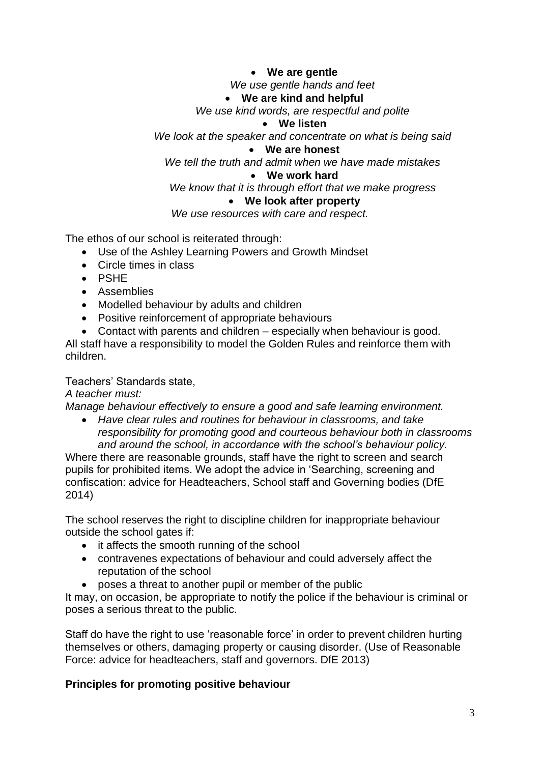- **We are gentle**

*We use gentle hands and feet*

- **We are kind and helpful**

*We use kind words, are respectful and polite*

- **We listen**

*We look at the speaker and concentrate on what is being said*

- **We are honest**

*We tell the truth and admit when we have made mistakes*

- **We work hard**

*We know that it is through effort that we make progress*

- **We look after property**

*We use resources with care and respect.*

The ethos of our school is reiterated through:

- Use of the Ashley Learning Powers and Growth Mindset
- Circle times in class
- PSHE
- Assemblies
- Modelled behaviour by adults and children
- Positive reinforcement of appropriate behaviours
- Contact with parents and children – especially when behaviour is good.

All staff have a responsibility to model the Golden Rules and reinforce them with children.

Teachers' Standards state,

*A teacher must:*

*Manage behaviour effectively to ensure a good and safe learning environment.*

- *Have clear rules and routines for behaviour in classrooms, and take responsibility for promoting good and courteous behaviour both in classrooms and around the school, in accordance with the school's behaviour policy.*

Where there are reasonable grounds, staff have the right to screen and search pupils for prohibited items. We adopt the advice in 'Searching, screening and confiscation: advice for Headteachers, School staff and Governing bodies (DfE 2014)

The school reserves the right to discipline children for inappropriate behaviour outside the school gates if:

- it affects the smooth running of the school
- contravenes expectations of behaviour and could adversely affect the reputation of the school
- poses a threat to another pupil or member of the public

It may, on occasion, be appropriate to notify the police if the behaviour is criminal or poses a serious threat to the public.

Staff do have the right to use 'reasonable force' in order to prevent children hurting themselves or others, damaging property or causing disorder. (Use of Reasonable Force: advice for headteachers, staff and governors. DfE 2013)

**Principles for promoting positive behaviour**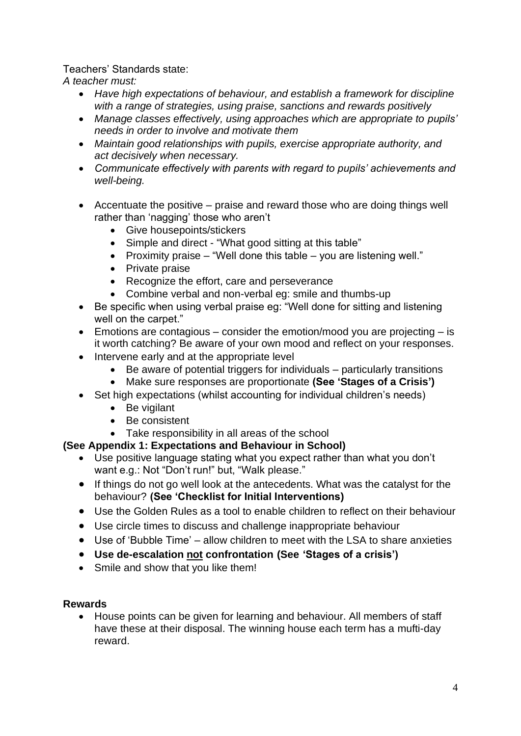Teachers' Standards state:

*A teacher must:*

- *Have high expectations of behaviour, and establish a framework for discipline with a range of strategies, using praise, sanctions and rewards positively*
- *Manage classes effectively, using approaches which are appropriate to pupils' needs in order to involve and motivate them*
- *Maintain good relationships with pupils, exercise appropriate authority, and act decisively when necessary.*
- *Communicate effectively with parents with regard to pupils' achievements and well-being.*

- Accentuate the positive – praise and reward those who are doing things well rather than 'nagging' those who aren't
  - Give housepoints/stickers
  - Simple and direct - "What good sitting at this table"
  - Proximity praise – "Well done this table – you are listening well."
  - Private praise
  - Recognize the effort, care and perseverance
  - Combine verbal and non-verbal eg: smile and thumbs-up
- Be specific when using verbal praise eg: "Well done for sitting and listening well on the carpet."
- Emotions are contagious – consider the emotion/mood you are projecting – is it worth catching? Be aware of your own mood and reflect on your responses.
- Intervene early and at the appropriate level
  - Be aware of potential triggers for individuals – particularly transitions
  - Make sure responses are proportionate **(See 'Stages of a Crisis')**
- Set high expectations (whilst accounting for individual children's needs)
  - Be vigilant
  - Be consistent
  - Take responsibility in all areas of the school

**(See Appendix 1: Expectations and Behaviour in School)**

- Use positive language stating what you expect rather than what you don't want e.g.: Not "Don't run!" but, "Walk please."
- If things do not go well look at the antecedents. What was the catalyst for the behaviour? **(See 'Checklist for Initial Interventions)**
- Use the Golden Rules as a tool to enable children to reflect on their behaviour
- Use circle times to discuss and challenge inappropriate behaviour
- Use of 'Bubble Time' – allow children to meet with the LSA to share anxieties
- **Use de-escalation <u>not</u> confrontation (See 'Stages of a crisis')**
- Smile and show that you like them!

**Rewards**

- House points can be given for learning and behaviour. All members of staff have these at their disposal. The winning house each term has a mufti-day reward.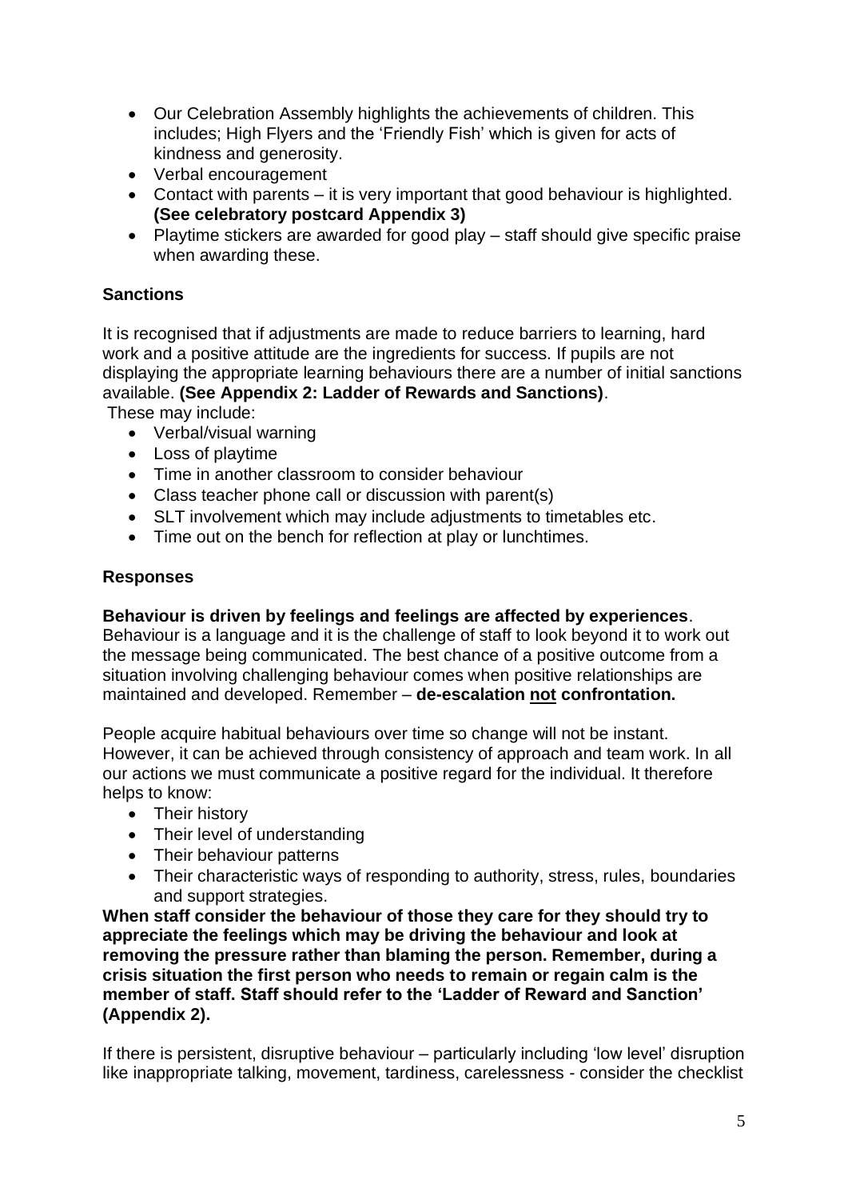- Our Celebration Assembly highlights the achievements of children. This includes; High Flyers and the 'Friendly Fish' which is given for acts of kindness and generosity.
- Verbal encouragement
- Contact with parents – it is very important that good behaviour is highlighted. **(See celebratory postcard Appendix 3)**
- Playtime stickers are awarded for good play – staff should give specific praise when awarding these.

### Sanctions

It is recognised that if adjustments are made to reduce barriers to learning, hard work and a positive attitude are the ingredients for success. If pupils are not displaying the appropriate learning behaviours there are a number of initial sanctions available. **(See Appendix 2: Ladder of Rewards and Sanctions)**.

These may include:

- Verbal/visual warning
- Loss of playtime
- Time in another classroom to consider behaviour
- Class teacher phone call or discussion with parent(s)
- SLT involvement which may include adjustments to timetables etc.
- Time out on the bench for reflection at play or lunchtimes.

### Responses

**Behaviour is driven by feelings and feelings are affected by experiences**. Behaviour is a language and it is the challenge of staff to look beyond it to work out the message being communicated. The best chance of a positive outcome from a situation involving challenging behaviour comes when positive relationships are maintained and developed. Remember – **de-escalation <u>not</u> confrontation.**

People acquire habitual behaviours over time so change will not be instant. However, it can be achieved through consistency of approach and team work. In all our actions we must communicate a positive regard for the individual. It therefore helps to know:

- Their history
- Their level of understanding
- Their behaviour patterns
- Their characteristic ways of responding to authority, stress, rules, boundaries and support strategies.

**When staff consider the behaviour of those they care for they should try to appreciate the feelings which may be driving the behaviour and look at removing the pressure rather than blaming the person. Remember, during a crisis situation the first person who needs to remain or regain calm is the member of staff. Staff should refer to the 'Ladder of Reward and Sanction' (Appendix 2).**

If there is persistent, disruptive behaviour – particularly including 'low level' disruption like inappropriate talking, movement, tardiness, carelessness - consider the checklist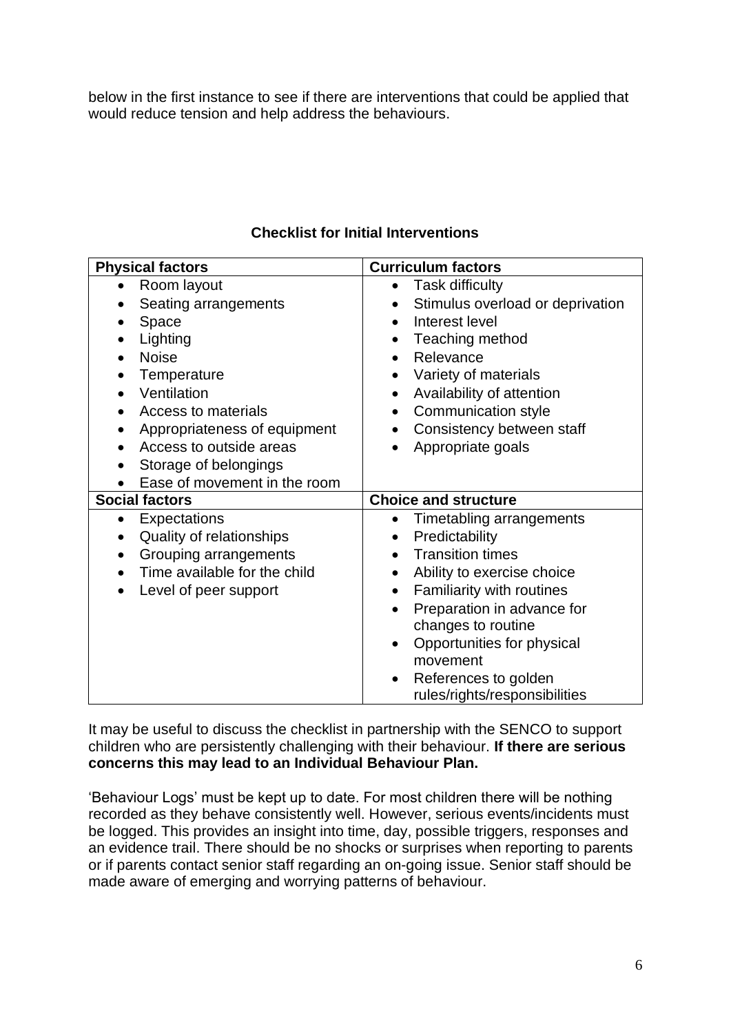below in the first instance to see if there are interventions that could be applied that would reduce tension and help address the behaviours.

**Checklist for Initial Interventions**

| Physical factors | Curriculum factors |
| --- | --- |
| • Room layout<br>• Seating arrangements<br>• Space<br>• Lighting<br>• Noise<br>• Temperature<br>• Ventilation<br>• Access to materials<br>• Appropriateness of equipment<br>• Access to outside areas<br>• Storage of belongings<br>• Ease of movement in the room | • Task difficulty<br>• Stimulus overload or deprivation<br>• Interest level<br>• Teaching method<br>• Relevance<br>• Variety of materials<br>• Availability of attention<br>• Communication style<br>• Consistency between staff<br>• Appropriate goals |
| **Social factors** | **Choice and structure** |
| • Expectations<br>• Quality of relationships<br>• Grouping arrangements<br>• Time available for the child<br>• Level of peer support | • Timetabling arrangements<br>• Predictability<br>• Transition times<br>• Ability to exercise choice<br>• Familiarity with routines<br>• Preparation in advance for changes to routine<br>• Opportunities for physical movement<br>• References to golden rules/rights/responsibilities |

It may be useful to discuss the checklist in partnership with the SENCO to support children who are persistently challenging with their behaviour. **If there are serious concerns this may lead to an Individual Behaviour Plan.**

'Behaviour Logs' must be kept up to date. For most children there will be nothing recorded as they behave consistently well. However, serious events/incidents must be logged. This provides an insight into time, day, possible triggers, responses and an evidence trail. There should be no shocks or surprises when reporting to parents or if parents contact senior staff regarding an on-going issue. Senior staff should be made aware of emerging and worrying patterns of behaviour.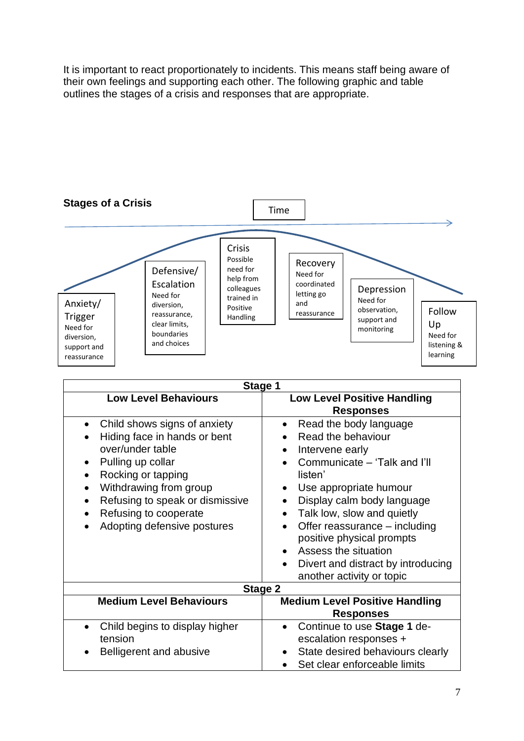It is important to react proportionately to incidents. This means staff being aware of their own feelings and supporting each other. The following graphic and table outlines the stages of a crisis and responses that are appropriate.

**Stages of a Crisis**

Time

Anxiety/ Trigger
Need for diversion, support and reassurance

Defensive/ Escalation
Need for diversion, reassurance, clear limits, boundaries and choices

Crisis
Possible need for help from colleagues trained in Positive Handling

Recovery
Need for coordinated letting go and reassurance

Depression
Need for observation, support and monitoring

Follow Up
Need for listening & learning

| **Stage 1** | |
|---|---|
| **Low Level Behaviours** | **Low Level Positive Handling Responses** |
| • Child shows signs of anxiety<br>• Hiding face in hands or bent over/under table<br>• Pulling up collar<br>• Rocking or tapping<br>• Withdrawing from group<br>• Refusing to speak or dismissive<br>• Refusing to cooperate<br>• Adopting defensive postures | • Read the body language<br>• Read the behaviour<br>• Intervene early<br>• Communicate – 'Talk and I'll listen'<br>• Use appropriate humour<br>• Display calm body language<br>• Talk low, slow and quietly<br>• Offer reassurance – including positive physical prompts<br>• Assess the situation<br>• Divert and distract by introducing another activity or topic |
| **Stage 2** | |
| **Medium Level Behaviours** | **Medium Level Positive Handling Responses** |
| • Child begins to display higher tension<br>• Belligerent and abusive | • Continue to use **Stage 1** de-escalation responses +<br>• State desired behaviours clearly<br>• Set clear enforceable limits |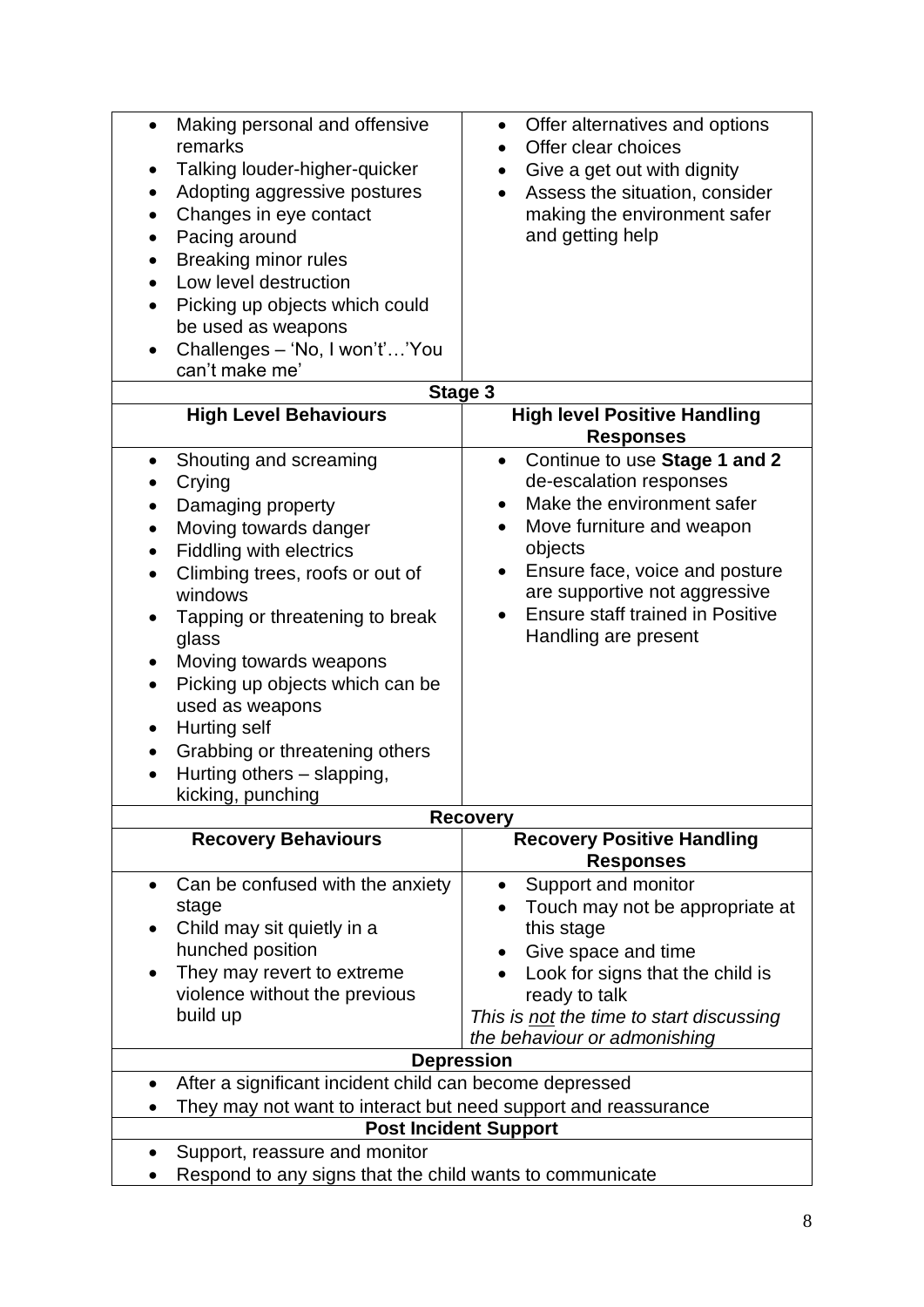| | |
|---|---|
| • Making personal and offensive remarks<br>• Talking louder-higher-quicker<br>• Adopting aggressive postures<br>• Changes in eye contact<br>• Pacing around<br>• Breaking minor rules<br>• Low level destruction<br>• Picking up objects which could be used as weapons<br>• Challenges – 'No, I won't'…'You can't make me' | • Offer alternatives and options<br>• Offer clear choices<br>• Give a get out with dignity<br>• Assess the situation, consider making the environment safer and getting help |
| **Stage 3** | |
| **High Level Behaviours** | **High level Positive Handling Responses** |
| • Shouting and screaming<br>• Crying<br>• Damaging property<br>• Moving towards danger<br>• Fiddling with electrics<br>• Climbing trees, roofs or out of windows<br>• Tapping or threatening to break glass<br>• Moving towards weapons<br>• Picking up objects which can be used as weapons<br>• Hurting self<br>• Grabbing or threatening others<br>• Hurting others – slapping, kicking, punching | • Continue to use **Stage 1 and 2** de-escalation responses<br>• Make the environment safer<br>• Move furniture and weapon objects<br>• Ensure face, voice and posture are supportive not aggressive<br>• Ensure staff trained in Positive Handling are present |
| **Recovery** | |
| **Recovery Behaviours** | **Recovery Positive Handling Responses** |
| • Can be confused with the anxiety stage<br>• Child may sit quietly in a hunched position<br>• They may revert to extreme violence without the previous build up | • Support and monitor<br>• Touch may not be appropriate at this stage<br>• Give space and time<br>• Look for signs that the child is ready to talk<br>*This is not the time to start discussing the behaviour or admonishing* |
| **Depression** | |
| • After a significant incident child can become depressed<br>• They may not want to interact but need support and reassurance | |
| **Post Incident Support** | |
| • Support, reassure and monitor<br>• Respond to any signs that the child wants to communicate | |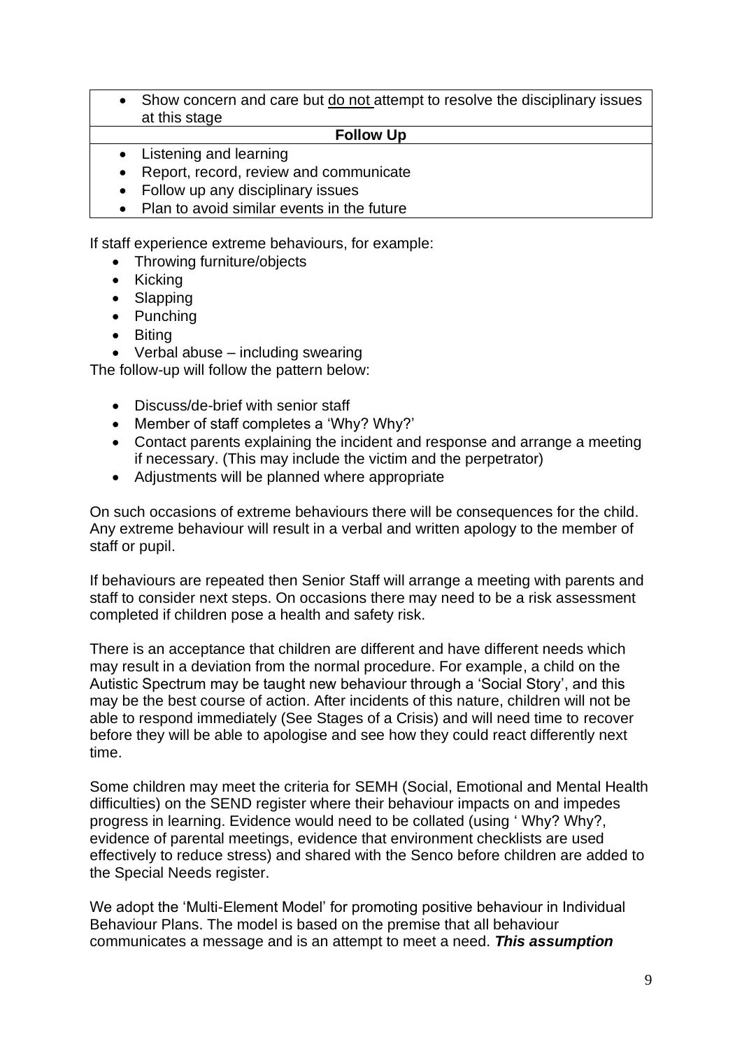| |
|---|
| • Show concern and care but <u>do not</u> attempt to resolve the disciplinary issues at this stage |
| **Follow Up** |
| • Listening and learning<br>• Report, record, review and communicate<br>• Follow up any disciplinary issues<br>• Plan to avoid similar events in the future |

If staff experience extreme behaviours, for example:

- Throwing furniture/objects
- Kicking
- Slapping
- Punching
- Biting
- Verbal abuse – including swearing

The follow-up will follow the pattern below:

- Discuss/de-brief with senior staff
- Member of staff completes a 'Why? Why?'
- Contact parents explaining the incident and response and arrange a meeting if necessary. (This may include the victim and the perpetrator)
- Adjustments will be planned where appropriate

On such occasions of extreme behaviours there will be consequences for the child. Any extreme behaviour will result in a verbal and written apology to the member of staff or pupil.

If behaviours are repeated then Senior Staff will arrange a meeting with parents and staff to consider next steps. On occasions there may need to be a risk assessment completed if children pose a health and safety risk.

There is an acceptance that children are different and have different needs which may result in a deviation from the normal procedure. For example, a child on the Autistic Spectrum may be taught new behaviour through a 'Social Story', and this may be the best course of action. After incidents of this nature, children will not be able to respond immediately (See Stages of a Crisis) and will need time to recover before they will be able to apologise and see how they could react differently next time.

Some children may meet the criteria for SEMH (Social, Emotional and Mental Health difficulties) on the SEND register where their behaviour impacts on and impedes progress in learning. Evidence would need to be collated (using ' Why? Why?, evidence of parental meetings, evidence that environment checklists are used effectively to reduce stress) and shared with the Senco before children are added to the Special Needs register.

We adopt the 'Multi-Element Model' for promoting positive behaviour in Individual Behaviour Plans. The model is based on the premise that all behaviour communicates a message and is an attempt to meet a need. ***This assumption***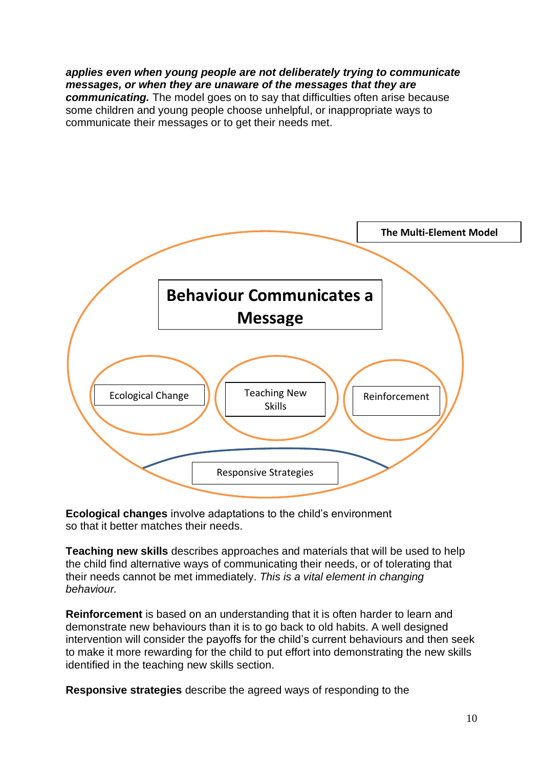***applies even when young people are not deliberately trying to communicate messages, or when they are unaware of the messages that they are communicating.*** The model goes on to say that difficulties often arise because some children and young people choose unhelpful, or inappropriate ways to communicate their messages or to get their needs met.

**The Multi-Element Model**

**Behaviour Communicates a Message**

Ecological Change

Teaching New Skills

Reinforcement

Responsive Strategies

**Ecological changes** involve adaptations to the child's environment so that it better matches their needs.

**Teaching new skills** describes approaches and materials that will be used to help the child find alternative ways of communicating their needs, or of tolerating that their needs cannot be met immediately. *This is a vital element in changing behaviour.*

**Reinforcement** is based on an understanding that it is often harder to learn and demonstrate new behaviours than it is to go back to old habits. A well designed intervention will consider the payoffs for the child's current behaviours and then seek to make it more rewarding for the child to put effort into demonstrating the new skills identified in the teaching new skills section.

**Responsive strategies** describe the agreed ways of responding to the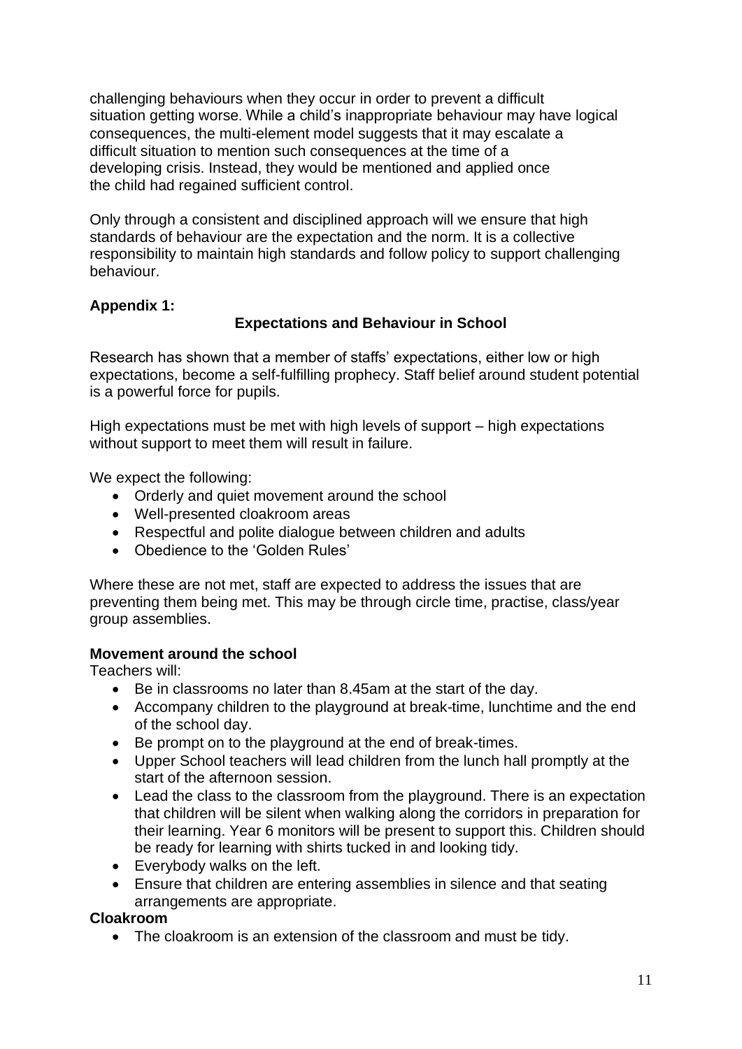challenging behaviours when they occur in order to prevent a difficult situation getting worse. While a child's inappropriate behaviour may have logical consequences, the multi-element model suggests that it may escalate a difficult situation to mention such consequences at the time of a developing crisis. Instead, they would be mentioned and applied once the child had regained sufficient control.

Only through a consistent and disciplined approach will we ensure that high standards of behaviour are the expectation and the norm. It is a collective responsibility to maintain high standards and follow policy to support challenging behaviour.

**Appendix 1:**

## Expectations and Behaviour in School

Research has shown that a member of staffs' expectations, either low or high expectations, become a self-fulfilling prophecy. Staff belief around student potential is a powerful force for pupils.

High expectations must be met with high levels of support – high expectations without support to meet them will result in failure.

We expect the following:

- Orderly and quiet movement around the school
- Well-presented cloakroom areas
- Respectful and polite dialogue between children and adults
- Obedience to the 'Golden Rules'

Where these are not met, staff are expected to address the issues that are preventing them being met. This may be through circle time, practise, class/year group assemblies.

**Movement around the school**

Teachers will:

- Be in classrooms no later than 8.45am at the start of the day.
- Accompany children to the playground at break-time, lunchtime and the end of the school day.
- Be prompt on to the playground at the end of break-times.
- Upper School teachers will lead children from the lunch hall promptly at the start of the afternoon session.
- Lead the class to the classroom from the playground. There is an expectation that children will be silent when walking along the corridors in preparation for their learning. Year 6 monitors will be present to support this. Children should be ready for learning with shirts tucked in and looking tidy.
- Everybody walks on the left.
- Ensure that children are entering assemblies in silence and that seating arrangements are appropriate.

**Cloakroom**

- The cloakroom is an extension of the classroom and must be tidy.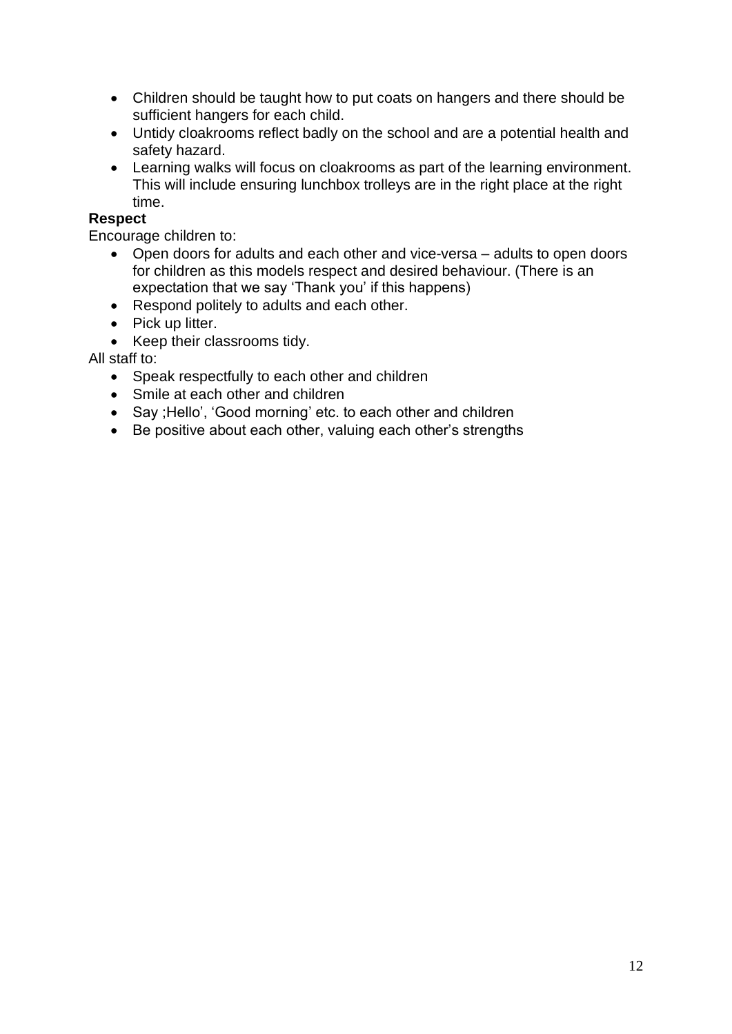- Children should be taught how to put coats on hangers and there should be sufficient hangers for each child.
- Untidy cloakrooms reflect badly on the school and are a potential health and safety hazard.
- Learning walks will focus on cloakrooms as part of the learning environment. This will include ensuring lunchbox trolleys are in the right place at the right time.

**Respect**

Encourage children to:

- Open doors for adults and each other and vice-versa – adults to open doors for children as this models respect and desired behaviour. (There is an expectation that we say 'Thank you' if this happens)
- Respond politely to adults and each other.
- Pick up litter.
- Keep their classrooms tidy.

All staff to:

- Speak respectfully to each other and children
- Smile at each other and children
- Say ;Hello', 'Good morning' etc. to each other and children
- Be positive about each other, valuing each other's strengths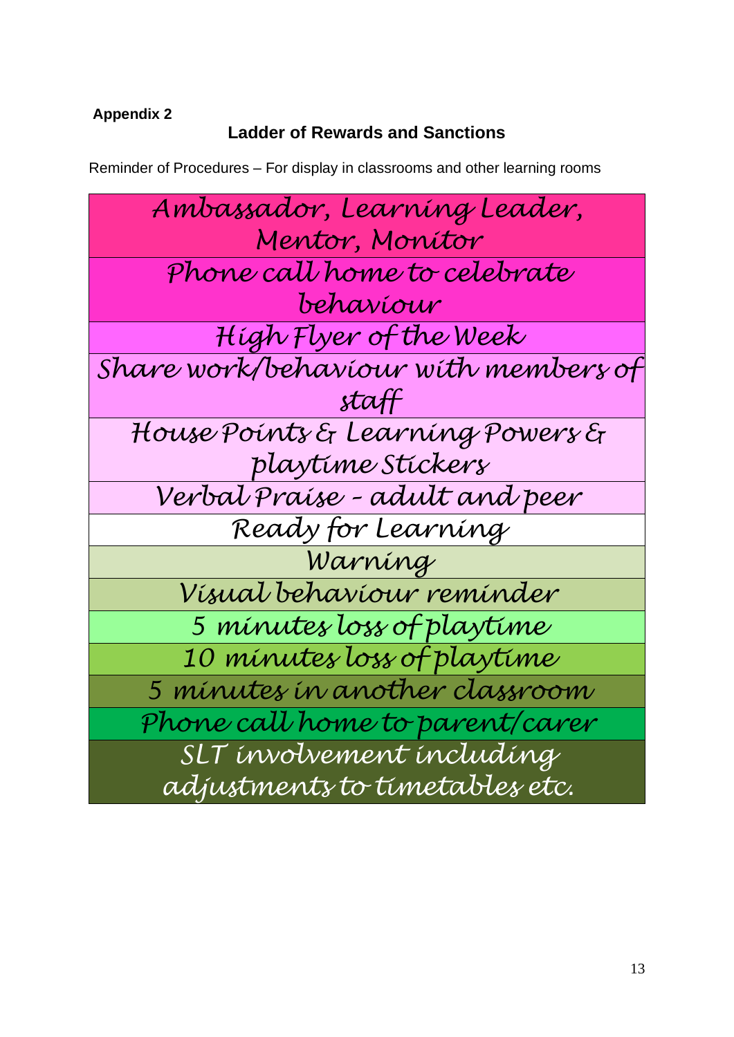**Appendix 2**

## Ladder of Rewards and Sanctions

Reminder of Procedures – For display in classrooms and other learning rooms

| |
|---|
| Ambassador, Learning Leader, Mentor, Monitor |
| Phone call home to celebrate behaviour |
| High Flyer of the Week |
| Share work/behaviour with members of staff |
| House Points & Learning Powers & playtime Stickers |
| Verbal Praise - adult and peer |
| Ready for Learning |
| Warning |
| Visual behaviour reminder |
| 5 minutes loss of playtime |
| 10 minutes loss of playtime |
| 5 minutes in another classroom |
| Phone call home to parent/carer |
| SLT involvement including adjustments to timetables etc. |